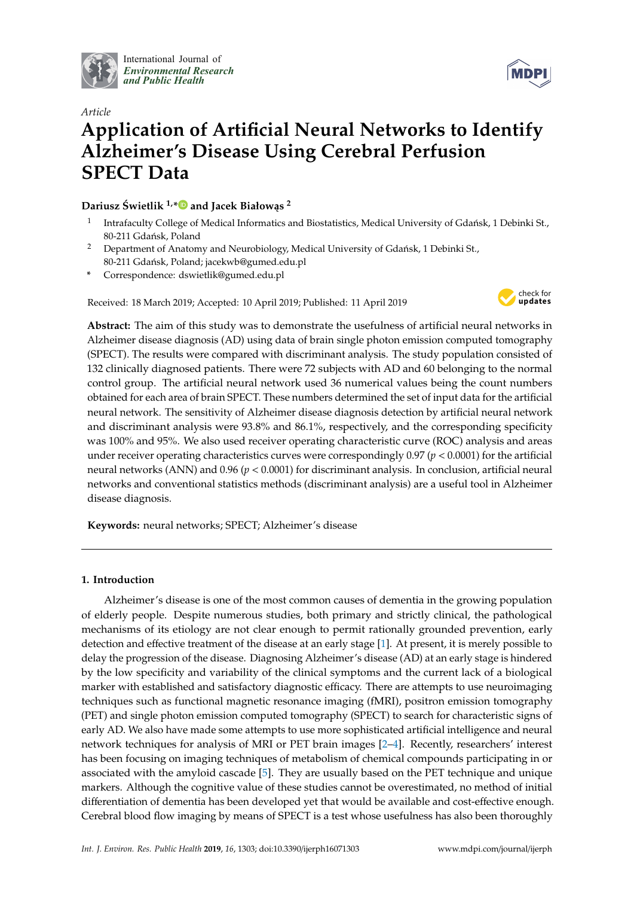International Journal of *Environmental Research and Public Health*

*Article*

# Application of Artificial Neural Networks to Identify Alzheimer's Disease Using Cerebral Perfusion SPECT Data

**Dariusz Świetlik [1,*] and Jacek Białowąs [2]**

1 Intrafaculty College of Medical Informatics and Biostatistics, Medical University of Gdańsk, 1 Debinki St., 80-211 Gdańsk, Poland

2 Department of Anatomy and Neurobiology, Medical University of Gdańsk, 1 Debinki St., 80-211 Gdańsk, Poland; jacekwb@gumed.edu.pl

\* Correspondence: dswietlik@gumed.edu.pl

Received: 18 March 2019; Accepted: 10 April 2019; Published: 11 April 2019

**Abstract:** The aim of this study was to demonstrate the usefulness of artificial neural networks in Alzheimer disease diagnosis (AD) using data of brain single photon emission computed tomography (SPECT). The results were compared with discriminant analysis. The study population consisted of 132 clinically diagnosed patients. There were 72 subjects with AD and 60 belonging to the normal control group. The artificial neural network used 36 numerical values being the count numbers obtained for each area of brain SPECT. These numbers determined the set of input data for the artificial neural network. The sensitivity of Alzheimer disease diagnosis detection by artificial neural network and discriminant analysis were 93.8% and 86.1%, respectively, and the corresponding specificity was 100% and 95%. We also used receiver operating characteristic curve (ROC) analysis and areas under receiver operating characteristics curves were correspondingly 0.97 ($p < 0.0001$) for the artificial neural networks (ANN) and 0.96 ($p < 0.0001$) for discriminant analysis. In conclusion, artificial neural networks and conventional statistics methods (discriminant analysis) are a useful tool in Alzheimer disease diagnosis.

**Keywords:** neural networks; SPECT; Alzheimer's disease

## 1. Introduction

Alzheimer's disease is one of the most common causes of dementia in the growing population of elderly people. Despite numerous studies, both primary and strictly clinical, the pathological mechanisms of its etiology are not clear enough to permit rationally grounded prevention, early detection and effective treatment of the disease at an early stage [1]. At present, it is merely possible to delay the progression of the disease. Diagnosing Alzheimer's disease (AD) at an early stage is hindered by the low specificity and variability of the clinical symptoms and the current lack of a biological marker with established and satisfactory diagnostic efficacy. There are attempts to use neuroimaging techniques such as functional magnetic resonance imaging (fMRI), positron emission tomography (PET) and single photon emission computed tomography (SPECT) to search for characteristic signs of early AD. We also have made some attempts to use more sophisticated artificial intelligence and neural network techniques for analysis of MRI or PET brain images [2–4]. Recently, researchers' interest has been focusing on imaging techniques of metabolism of chemical compounds participating in or associated with the amyloid cascade [5]. They are usually based on the PET technique and unique markers. Although the cognitive value of these studies cannot be overestimated, no method of initial differentiation of dementia has been developed yet that would be available and cost-effective enough. Cerebral blood flow imaging by means of SPECT is a test whose usefulness has also been thoroughly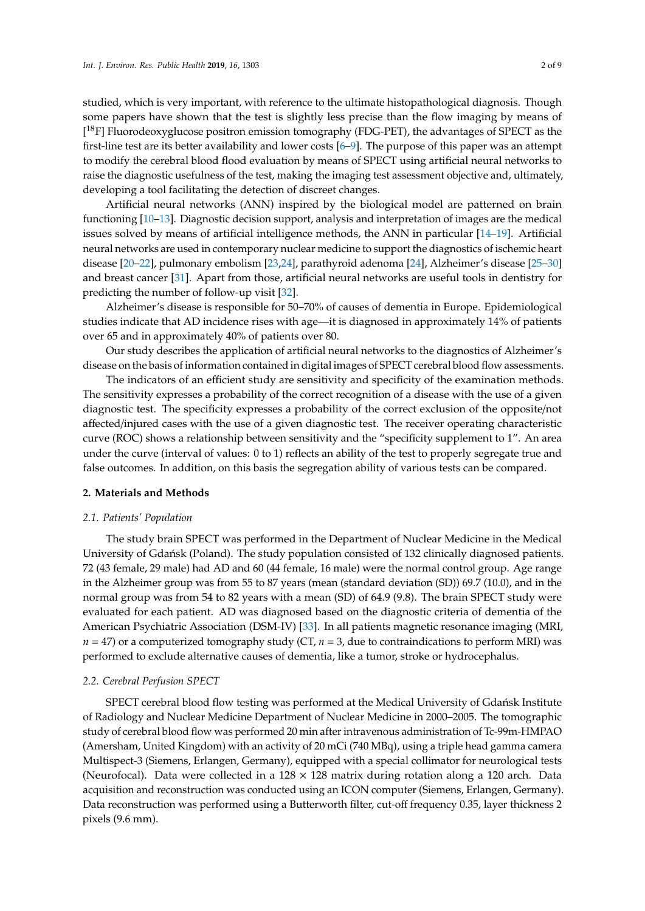studied, which is very important, with reference to the ultimate histopathological diagnosis. Though some papers have shown that the test is slightly less precise than the flow imaging by means of [$^{18}$F] Fluorodeoxyglucose positron emission tomography (FDG-PET), the advantages of SPECT as the first-line test are its better availability and lower costs [6–9]. The purpose of this paper was an attempt to modify the cerebral blood flood evaluation by means of SPECT using artificial neural networks to raise the diagnostic usefulness of the test, making the imaging test assessment objective and, ultimately, developing a tool facilitating the detection of discreet changes.

Artificial neural networks (ANN) inspired by the biological model are patterned on brain functioning [10–13]. Diagnostic decision support, analysis and interpretation of images are the medical issues solved by means of artificial intelligence methods, the ANN in particular [14–19]. Artificial neural networks are used in contemporary nuclear medicine to support the diagnostics of ischemic heart disease [20–22], pulmonary embolism [23,24], parathyroid adenoma [24], Alzheimer's disease [25–30] and breast cancer [31]. Apart from those, artificial neural networks are useful tools in dentistry for predicting the number of follow-up visit [32].

Alzheimer's disease is responsible for 50–70% of causes of dementia in Europe. Epidemiological studies indicate that AD incidence rises with age—it is diagnosed in approximately 14% of patients over 65 and in approximately 40% of patients over 80.

Our study describes the application of artificial neural networks to the diagnostics of Alzheimer's disease on the basis of information contained in digital images of SPECT cerebral blood flow assessments.

The indicators of an efficient study are sensitivity and specificity of the examination methods. The sensitivity expresses a probability of the correct recognition of a disease with the use of a given diagnostic test. The specificity expresses a probability of the correct exclusion of the opposite/not affected/injured cases with the use of a given diagnostic test. The receiver operating characteristic curve (ROC) shows a relationship between sensitivity and the "specificity supplement to 1". An area under the curve (interval of values: 0 to 1) reflects an ability of the test to properly segregate true and false outcomes. In addition, on this basis the segregation ability of various tests can be compared.

## 2. Materials and Methods

### *2.1. Patients' Population*

The study brain SPECT was performed in the Department of Nuclear Medicine in the Medical University of Gdańsk (Poland). The study population consisted of 132 clinically diagnosed patients. 72 (43 female, 29 male) had AD and 60 (44 female, 16 male) were the normal control group. Age range in the Alzheimer group was from 55 to 87 years (mean (standard deviation (SD)) 69.7 (10.0), and in the normal group was from 54 to 82 years with a mean (SD) of 64.9 (9.8). The brain SPECT study were evaluated for each patient. AD was diagnosed based on the diagnostic criteria of dementia of the American Psychiatric Association (DSM-IV) [33]. In all patients magnetic resonance imaging (MRI, $n = 47$) or a computerized tomography study (CT, $n = 3$, due to contraindications to perform MRI) was performed to exclude alternative causes of dementia, like a tumor, stroke or hydrocephalus.

### *2.2. Cerebral Perfusion SPECT*

SPECT cerebral blood flow testing was performed at the Medical University of Gdańsk Institute of Radiology and Nuclear Medicine Department of Nuclear Medicine in 2000–2005. The tomographic study of cerebral blood flow was performed 20 min after intravenous administration of Tc-99m-HMPAO (Amersham, United Kingdom) with an activity of 20 mCi (740 MBq), using a triple head gamma camera Multispect-3 (Siemens, Erlangen, Germany), equipped with a special collimator for neurological tests (Neurofocal). Data were collected in a 128 × 128 matrix during rotation along a 120 arch. Data acquisition and reconstruction was conducted using an ICON computer (Siemens, Erlangen, Germany). Data reconstruction was performed using a Butterworth filter, cut-off frequency 0.35, layer thickness 2 pixels (9.6 mm).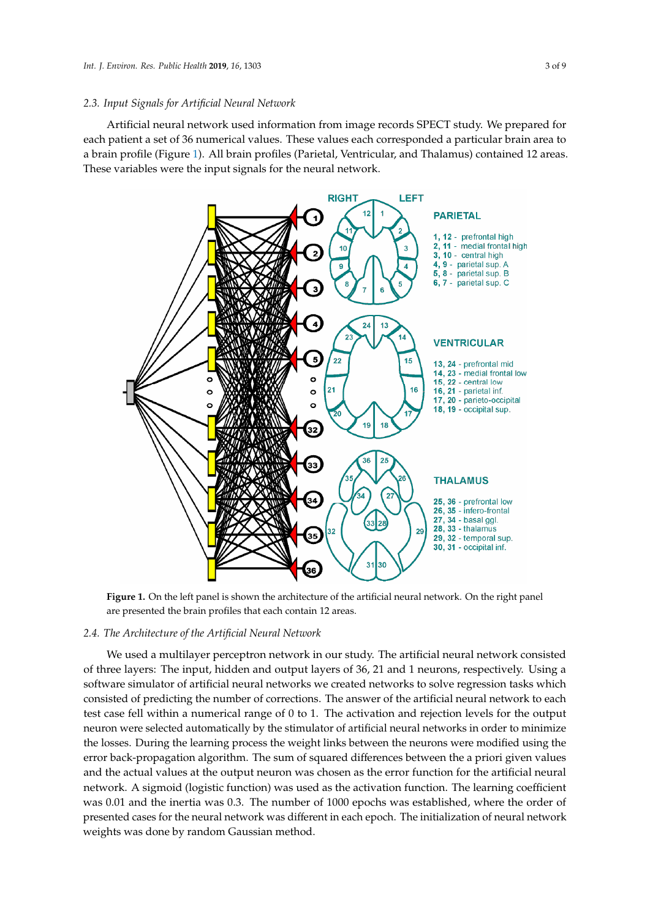### 2.3. Input Signals for Artificial Neural Network

Artificial neural network used information from image records SPECT study. We prepared for each patient a set of 36 numerical values. These values each corresponded a particular brain area to a brain profile (Figure 1). All brain profiles (Parietal, Ventricular, and Thalamus) contained 12 areas. These variables were the input signals for the neural network.

**Figure 1.** On the left panel is shown the architecture of the artificial neural network. On the right panel are presented the brain profiles that each contain 12 areas.

### 2.4. The Architecture of the Artificial Neural Network

We used a multilayer perceptron network in our study. The artificial neural network consisted of three layers: The input, hidden and output layers of 36, 21 and 1 neurons, respectively. Using a software simulator of artificial neural networks we created networks to solve regression tasks which consisted of predicting the number of corrections. The answer of the artificial neural network to each test case fell within a numerical range of 0 to 1. The activation and rejection levels for the output neuron were selected automatically by the stimulator of artificial neural networks in order to minimize the losses. During the learning process the weight links between the neurons were modified using the error back-propagation algorithm. The sum of squared differences between the a priori given values and the actual values at the output neuron was chosen as the error function for the artificial neural network. A sigmoid (logistic function) was used as the activation function. The learning coefficient was 0.01 and the inertia was 0.3. The number of 1000 epochs was established, where the order of presented cases for the neural network was different in each epoch. The initialization of neural network weights was done by random Gaussian method.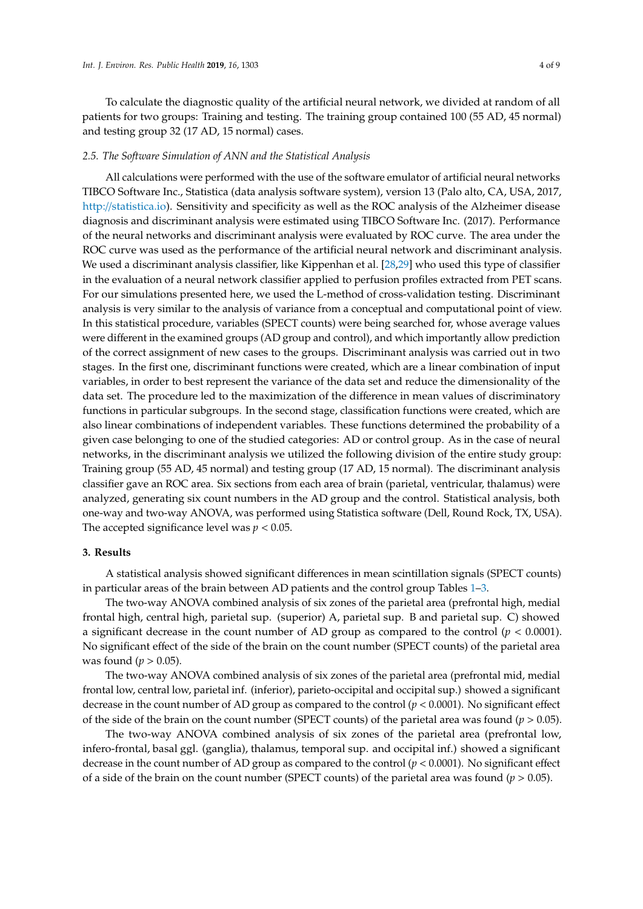To calculate the diagnostic quality of the artificial neural network, we divided at random of all patients for two groups: Training and testing. The training group contained 100 (55 AD, 45 normal) and testing group 32 (17 AD, 15 normal) cases.

### *2.5. The Software Simulation of ANN and the Statistical Analysis*

All calculations were performed with the use of the software emulator of artificial neural networks TIBCO Software Inc., Statistica (data analysis software system), version 13 (Palo alto, CA, USA, 2017, http://statistica.io). Sensitivity and specificity as well as the ROC analysis of the Alzheimer disease diagnosis and discriminant analysis were estimated using TIBCO Software Inc. (2017). Performance of the neural networks and discriminant analysis were evaluated by ROC curve. The area under the ROC curve was used as the performance of the artificial neural network and discriminant analysis. We used a discriminant analysis classifier, like Kippenhan et al. [28,29] who used this type of classifier in the evaluation of a neural network classifier applied to perfusion profiles extracted from PET scans. For our simulations presented here, we used the L-method of cross-validation testing. Discriminant analysis is very similar to the analysis of variance from a conceptual and computational point of view. In this statistical procedure, variables (SPECT counts) were being searched for, whose average values were different in the examined groups (AD group and control), and which importantly allow prediction of the correct assignment of new cases to the groups. Discriminant analysis was carried out in two stages. In the first one, discriminant functions were created, which are a linear combination of input variables, in order to best represent the variance of the data set and reduce the dimensionality of the data set. The procedure led to the maximization of the difference in mean values of discriminatory functions in particular subgroups. In the second stage, classification functions were created, which are also linear combinations of independent variables. These functions determined the probability of a given case belonging to one of the studied categories: AD or control group. As in the case of neural networks, in the discriminant analysis we utilized the following division of the entire study group: Training group (55 AD, 45 normal) and testing group (17 AD, 15 normal). The discriminant analysis classifier gave an ROC area. Six sections from each area of brain (parietal, ventricular, thalamus) were analyzed, generating six count numbers in the AD group and the control. Statistical analysis, both one-way and two-way ANOVA, was performed using Statistica software (Dell, Round Rock, TX, USA). The accepted significance level was $p < 0.05$.

## 3. Results

A statistical analysis showed significant differences in mean scintillation signals (SPECT counts) in particular areas of the brain between AD patients and the control group Tables 1–3.

The two-way ANOVA combined analysis of six zones of the parietal area (prefrontal high, medial frontal high, central high, parietal sup. (superior) A, parietal sup. B and parietal sup. C) showed a significant decrease in the count number of AD group as compared to the control ($p < 0.0001$). No significant effect of the side of the brain on the count number (SPECT counts) of the parietal area was found ($p > 0.05$).

The two-way ANOVA combined analysis of six zones of the parietal area (prefrontal mid, medial frontal low, central low, parietal inf. (inferior), parieto-occipital and occipital sup.) showed a significant decrease in the count number of AD group as compared to the control ($p < 0.0001$). No significant effect of the side of the brain on the count number (SPECT counts) of the parietal area was found ($p > 0.05$).

The two-way ANOVA combined analysis of six zones of the parietal area (prefrontal low, infero-frontal, basal ggl. (ganglia), thalamus, temporal sup. and occipital inf.) showed a significant decrease in the count number of AD group as compared to the control ($p < 0.0001$). No significant effect of a side of the brain on the count number (SPECT counts) of the parietal area was found ($p > 0.05$).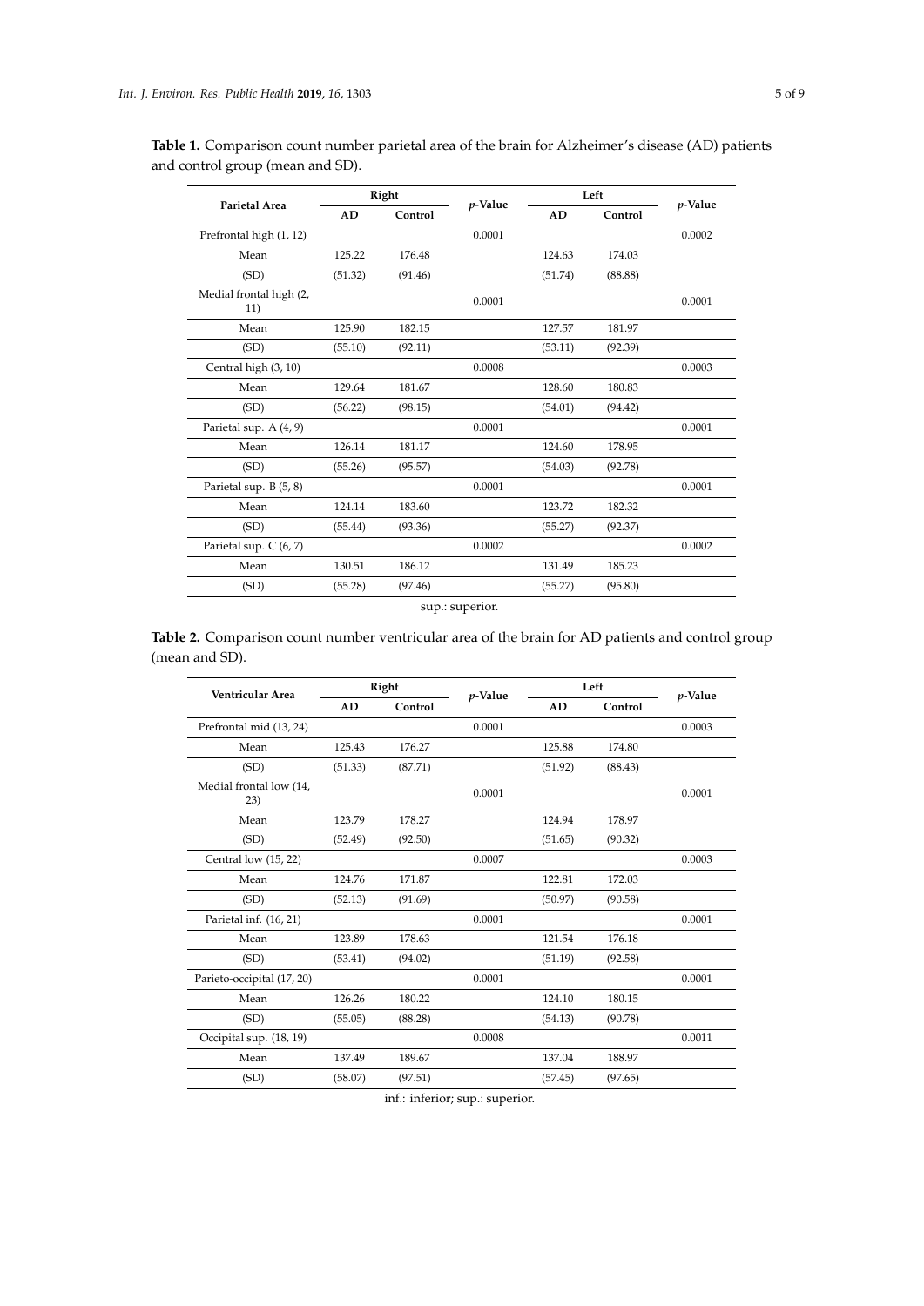**Table 1.** Comparison count number parietal area of the brain for Alzheimer's disease (AD) patients and control group (mean and SD).

| Parietal Area | Right | | $p$-Value | Left | | $p$-Value |
|---|---|---|---|---|---|---|
| | AD | Control | | AD | Control | |
| Prefrontal high (1, 12) | | | 0.0001 | | | 0.0002 |
| Mean | 125.22 | 176.48 | | 124.63 | 174.03 | |
| (SD) | (51.32) | (91.46) | | (51.74) | (88.88) | |
| Medial frontal high (2, 11) | | | 0.0001 | | | 0.0001 |
| Mean | 125.90 | 182.15 | | 127.57 | 181.97 | |
| (SD) | (55.10) | (92.11) | | (53.11) | (92.39) | |
| Central high (3, 10) | | | 0.0008 | | | 0.0003 |
| Mean | 129.64 | 181.67 | | 128.60 | 180.83 | |
| (SD) | (56.22) | (98.15) | | (54.01) | (94.42) | |
| Parietal sup. A (4, 9) | | | 0.0001 | | | 0.0001 |
| Mean | 126.14 | 181.17 | | 124.60 | 178.95 | |
| (SD) | (55.26) | (95.57) | | (54.03) | (92.78) | |
| Parietal sup. B (5, 8) | | | 0.0001 | | | 0.0001 |
| Mean | 124.14 | 183.60 | | 123.72 | 182.32 | |
| (SD) | (55.44) | (93.36) | | (55.27) | (92.37) | |
| Parietal sup. C (6, 7) | | | 0.0002 | | | 0.0002 |
| Mean | 130.51 | 186.12 | | 131.49 | 185.23 | |
| (SD) | (55.28) | (97.46) | | (55.27) | (95.80) | |

sup.: superior.

**Table 2.** Comparison count number ventricular area of the brain for AD patients and control group (mean and SD).

| Ventricular Area | Right | | $p$-Value | Left | | $p$-Value |
|---|---|---|---|---|---|---|
| | AD | Control | | AD | Control | |
| Prefrontal mid (13, 24) | | | 0.0001 | | | 0.0003 |
| Mean | 125.43 | 176.27 | | 125.88 | 174.80 | |
| (SD) | (51.33) | (87.71) | | (51.92) | (88.43) | |
| Medial frontal low (14, 23) | | | 0.0001 | | | 0.0001 |
| Mean | 123.79 | 178.27 | | 124.94 | 178.97 | |
| (SD) | (52.49) | (92.50) | | (51.65) | (90.32) | |
| Central low (15, 22) | | | 0.0007 | | | 0.0003 |
| Mean | 124.76 | 171.87 | | 122.81 | 172.03 | |
| (SD) | (52.13) | (91.69) | | (50.97) | (90.58) | |
| Parietal inf. (16, 21) | | | 0.0001 | | | 0.0001 |
| Mean | 123.89 | 178.63 | | 121.54 | 176.18 | |
| (SD) | (53.41) | (94.02) | | (51.19) | (92.58) | |
| Parieto-occipital (17, 20) | | | 0.0001 | | | 0.0001 |
| Mean | 126.26 | 180.22 | | 124.10 | 180.15 | |
| (SD) | (55.05) | (88.28) | | (54.13) | (90.78) | |
| Occipital sup. (18, 19) | | | 0.0008 | | | 0.0011 |
| Mean | 137.49 | 189.67 | | 137.04 | 188.97 | |
| (SD) | (58.07) | (97.51) | | (57.45) | (97.65) | |

inf.: inferior; sup.: superior.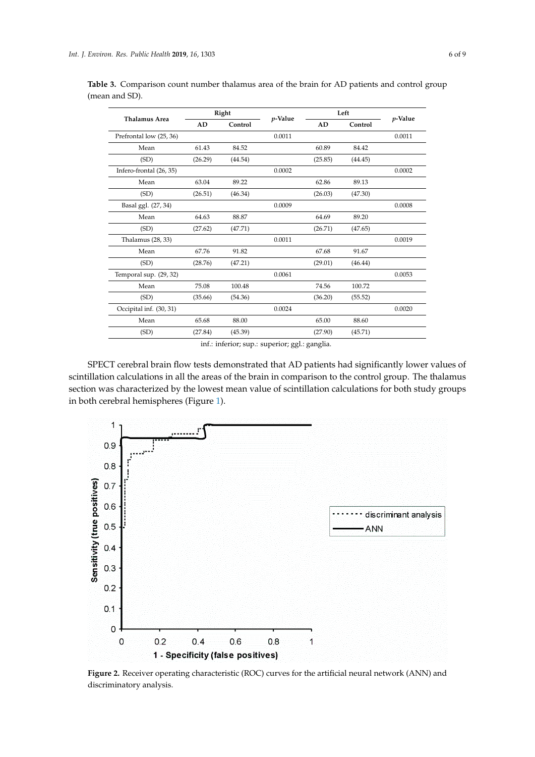**Table 3.** Comparison count number thalamus area of the brain for AD patients and control group (mean and SD).

| Thalamus Area | Right | | $p$-Value | Left | | $p$-Value |
|---|---|---|---|---|---|---|
| | AD | Control | | AD | Control | |
| Prefrontal low (25, 36) | | | 0.0011 | | | 0.0011 |
| Mean | 61.43 | 84.52 | | 60.89 | 84.42 | |
| (SD) | (26.29) | (44.54) | | (25.85) | (44.45) | |
| Infero-frontal (26, 35) | | | 0.0002 | | | 0.0002 |
| Mean | 63.04 | 89.22 | | 62.86 | 89.13 | |
| (SD) | (26.51) | (46.34) | | (26.03) | (47.30) | |
| Basal ggl. (27, 34) | | | 0.0009 | | | 0.0008 |
| Mean | 64.63 | 88.87 | | 64.69 | 89.20 | |
| (SD) | (27.62) | (47.71) | | (26.71) | (47.65) | |
| Thalamus (28, 33) | | | 0.0011 | | | 0.0019 |
| Mean | 67.76 | 91.82 | | 67.68 | 91.67 | |
| (SD) | (28.76) | (47.21) | | (29.01) | (46.44) | |
| Temporal sup. (29, 32) | | | 0.0061 | | | 0.0053 |
| Mean | 75.08 | 100.48 | | 74.56 | 100.72 | |
| (SD) | (35.66) | (54.36) | | (36.20) | (55.52) | |
| Occipital inf. (30, 31) | | | 0.0024 | | | 0.0020 |
| Mean | 65.68 | 88.00 | | 65.00 | 88.60 | |
| (SD) | (27.84) | (45.39) | | (27.90) | (45.71) | |

inf.: inferior; sup.: superior; ggl.: ganglia.

SPECT cerebral brain flow tests demonstrated that AD patients had significantly lower values of scintillation calculations in all the areas of the brain in comparison to the control group. The thalamus section was characterized by the lowest mean value of scintillation calculations for both study groups in both cerebral hemispheres (Figure 1).

**Figure 2.** Receiver operating characteristic (ROC) curves for the artificial neural network (ANN) and discriminatory analysis.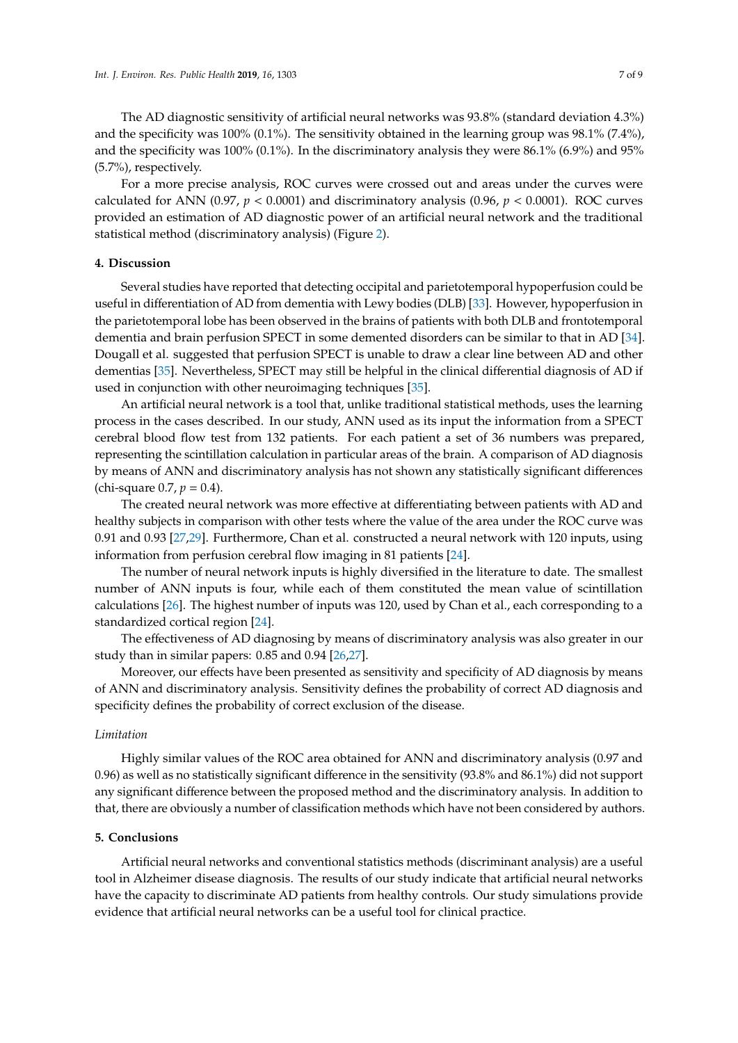The AD diagnostic sensitivity of artificial neural networks was 93.8% (standard deviation 4.3%) and the specificity was 100% (0.1%). The sensitivity obtained in the learning group was 98.1% (7.4%), and the specificity was 100% (0.1%). In the discriminatory analysis they were 86.1% (6.9%) and 95% (5.7%), respectively.

For a more precise analysis, ROC curves were crossed out and areas under the curves were calculated for ANN (0.97, $p < 0.0001$) and discriminatory analysis (0.96, $p < 0.0001$). ROC curves provided an estimation of AD diagnostic power of an artificial neural network and the traditional statistical method (discriminatory analysis) (Figure 2).

## 4. Discussion

Several studies have reported that detecting occipital and parietotemporal hypoperfusion could be useful in differentiation of AD from dementia with Lewy bodies (DLB) [33]. However, hypoperfusion in the parietotemporal lobe has been observed in the brains of patients with both DLB and frontotemporal dementia and brain perfusion SPECT in some demented disorders can be similar to that in AD [34]. Dougall et al. suggested that perfusion SPECT is unable to draw a clear line between AD and other dementias [35]. Nevertheless, SPECT may still be helpful in the clinical differential diagnosis of AD if used in conjunction with other neuroimaging techniques [35].

An artificial neural network is a tool that, unlike traditional statistical methods, uses the learning process in the cases described. In our study, ANN used as its input the information from a SPECT cerebral blood flow test from 132 patients. For each patient a set of 36 numbers was prepared, representing the scintillation calculation in particular areas of the brain. A comparison of AD diagnosis by means of ANN and discriminatory analysis has not shown any statistically significant differences (chi-square 0.7, $p = 0.4$).

The created neural network was more effective at differentiating between patients with AD and healthy subjects in comparison with other tests where the value of the area under the ROC curve was 0.91 and 0.93 [27,29]. Furthermore, Chan et al. constructed a neural network with 120 inputs, using information from perfusion cerebral flow imaging in 81 patients [24].

The number of neural network inputs is highly diversified in the literature to date. The smallest number of ANN inputs is four, while each of them constituted the mean value of scintillation calculations [26]. The highest number of inputs was 120, used by Chan et al., each corresponding to a standardized cortical region [24].

The effectiveness of AD diagnosing by means of discriminatory analysis was also greater in our study than in similar papers: 0.85 and 0.94 [26,27].

Moreover, our effects have been presented as sensitivity and specificity of AD diagnosis by means of ANN and discriminatory analysis. Sensitivity defines the probability of correct AD diagnosis and specificity defines the probability of correct exclusion of the disease.

### *Limitation*

Highly similar values of the ROC area obtained for ANN and discriminatory analysis (0.97 and 0.96) as well as no statistically significant difference in the sensitivity (93.8% and 86.1%) did not support any significant difference between the proposed method and the discriminatory analysis. In addition to that, there are obviously a number of classification methods which have not been considered by authors.

## 5. Conclusions

Artificial neural networks and conventional statistics methods (discriminant analysis) are a useful tool in Alzheimer disease diagnosis. The results of our study indicate that artificial neural networks have the capacity to discriminate AD patients from healthy controls. Our study simulations provide evidence that artificial neural networks can be a useful tool for clinical practice.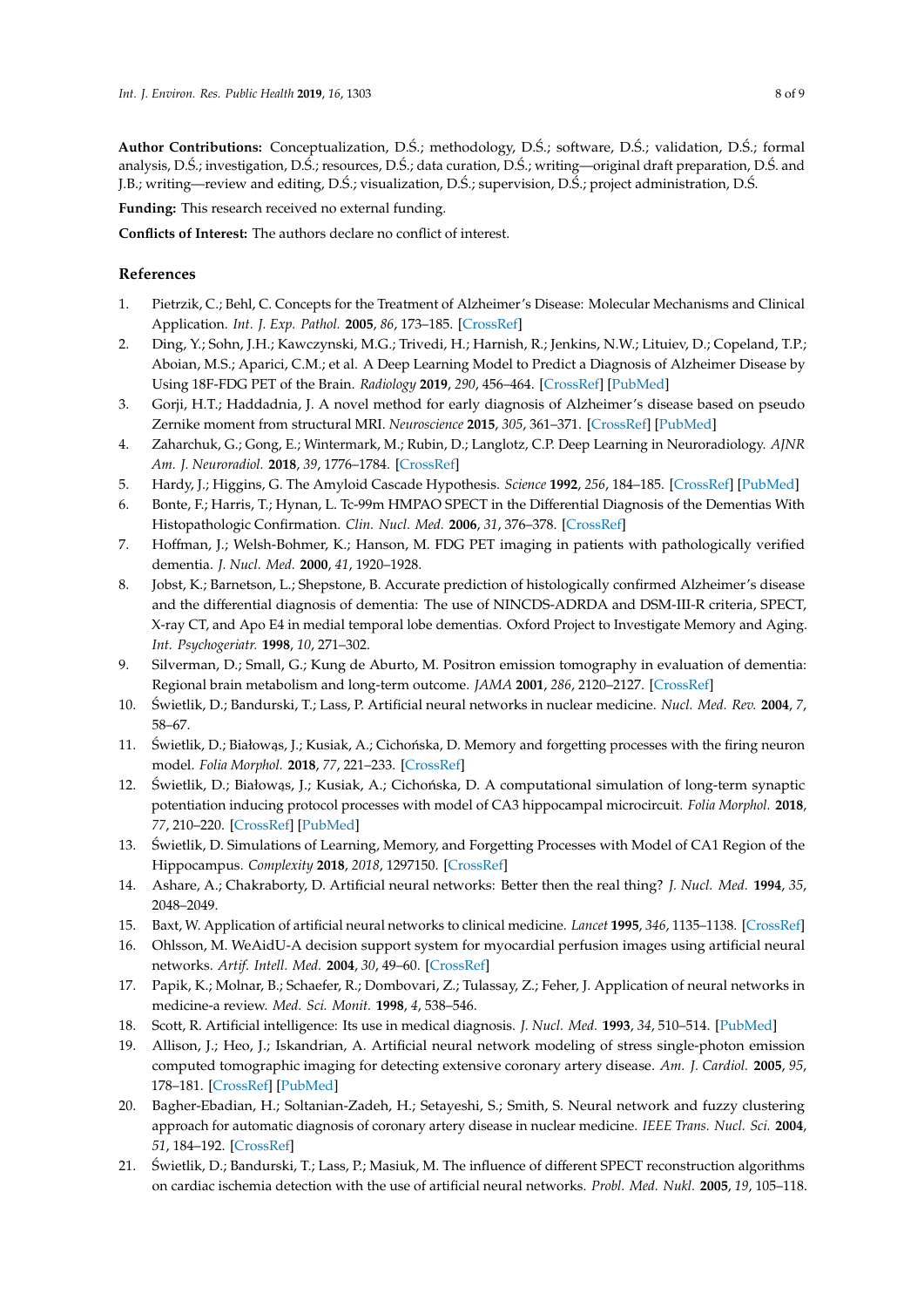**Author Contributions:** Conceptualization, D.Ś.; methodology, D.Ś.; software, D.Ś.; validation, D.Ś.; formal analysis, D.Ś.; investigation, D.Ś.; resources, D.Ś.; data curation, D.Ś.; writing—original draft preparation, D.Ś. and J.B.; writing—review and editing, D.Ś.; visualization, D.Ś.; supervision, D.Ś.; project administration, D.Ś.

**Funding:** This research received no external funding.

**Conflicts of Interest:** The authors declare no conflict of interest.

## References

1. Pietrzik, C.; Behl, C. Concepts for the Treatment of Alzheimer's Disease: Molecular Mechanisms and Clinical Application. *Int. J. Exp. Pathol.* **2005**, *86*, 173–185. [CrossRef]
2. Ding, Y.; Sohn, J.H.; Kawczynski, M.G.; Trivedi, H.; Harnish, R.; Jenkins, N.W.; Lituiev, D.; Copeland, T.P.; Aboian, M.S.; Aparici, C.M.; et al. A Deep Learning Model to Predict a Diagnosis of Alzheimer Disease by Using 18F-FDG PET of the Brain. *Radiology* **2019**, *290*, 456–464. [CrossRef] [PubMed]
3. Gorji, H.T.; Haddadnia, J. A novel method for early diagnosis of Alzheimer's disease based on pseudo Zernike moment from structural MRI. *Neuroscience* **2015**, *305*, 361–371. [CrossRef] [PubMed]
4. Zaharchuk, G.; Gong, E.; Wintermark, M.; Rubin, D.; Langlotz, C.P. Deep Learning in Neuroradiology. *AJNR Am. J. Neuroradiol.* **2018**, *39*, 1776–1784. [CrossRef]
5. Hardy, J.; Higgins, G. The Amyloid Cascade Hypothesis. *Science* **1992**, *256*, 184–185. [CrossRef] [PubMed]
6. Bonte, F.; Harris, T.; Hynan, L. Tc-99m HMPAO SPECT in the Differential Diagnosis of the Dementias With Histopathologic Confirmation. *Clin. Nucl. Med.* **2006**, *31*, 376–378. [CrossRef]
7. Hoffman, J.; Welsh-Bohmer, K.; Hanson, M. FDG PET imaging in patients with pathologically verified dementia. *J. Nucl. Med.* **2000**, *41*, 1920–1928.
8. Jobst, K.; Barnetson, L.; Shepstone, B. Accurate prediction of histologically confirmed Alzheimer's disease and the differential diagnosis of dementia: The use of NINCDS-ADRDA and DSM-III-R criteria, SPECT, X-ray CT, and Apo E4 in medial temporal lobe dementias. Oxford Project to Investigate Memory and Aging. *Int. Psychogeriatr.* **1998**, *10*, 271–302.
9. Silverman, D.; Small, G.; Kung de Aburto, M. Positron emission tomography in evaluation of dementia: Regional brain metabolism and long-term outcome. *JAMA* **2001**, *286*, 2120–2127. [CrossRef]
10. Świetlik, D.; Bandurski, T.; Lass, P. Artificial neural networks in nuclear medicine. *Nucl. Med. Rev.* **2004**, *7*, 58–67.
11. Świetlik, D.; Białowąs, J.; Kusiak, A.; Cichońska, D. Memory and forgetting processes with the firing neuron model. *Folia Morphol.* **2018**, *77*, 221–233. [CrossRef]
12. Świetlik, D.; Białowąs, J.; Kusiak, A.; Cichońska, D. A computational simulation of long-term synaptic potentiation inducing protocol processes with model of CA3 hippocampal microcircuit. *Folia Morphol.* **2018**, *77*, 210–220. [CrossRef] [PubMed]
13. Świetlik, D. Simulations of Learning, Memory, and Forgetting Processes with Model of CA1 Region of the Hippocampus. *Complexity* **2018**, *2018*, 1297150. [CrossRef]
14. Ashare, A.; Chakraborty, D. Artificial neural networks: Better then the real thing? *J. Nucl. Med.* **1994**, *35*, 2048–2049.
15. Baxt, W. Application of artificial neural networks to clinical medicine. *Lancet* **1995**, *346*, 1135–1138. [CrossRef]
16. Ohlsson, M. WeAidU-A decision support system for myocardial perfusion images using artificial neural networks. *Artif. Intell. Med.* **2004**, *30*, 49–60. [CrossRef]
17. Papik, K.; Molnar, B.; Schaefer, R.; Dombovari, Z.; Tulassay, Z.; Feher, J. Application of neural networks in medicine-a review. *Med. Sci. Monit.* **1998**, *4*, 538–546.
18. Scott, R. Artificial intelligence: Its use in medical diagnosis. *J. Nucl. Med.* **1993**, *34*, 510–514. [PubMed]
19. Allison, J.; Heo, J.; Iskandrian, A. Artificial neural network modeling of stress single-photon emission computed tomographic imaging for detecting extensive coronary artery disease. *Am. J. Cardiol.* **2005**, *95*, 178–181. [CrossRef] [PubMed]
20. Bagher-Ebadian, H.; Soltanian-Zadeh, H.; Setayeshi, S.; Smith, S. Neural network and fuzzy clustering approach for automatic diagnosis of coronary artery disease in nuclear medicine. *IEEE Trans. Nucl. Sci.* **2004**, *51*, 184–192. [CrossRef]
21. Świetlik, D.; Bandurski, T.; Lass, P.; Masiuk, M. The influence of different SPECT reconstruction algorithms on cardiac ischemia detection with the use of artificial neural networks. *Probl. Med. Nukl.* **2005**, *19*, 105–118.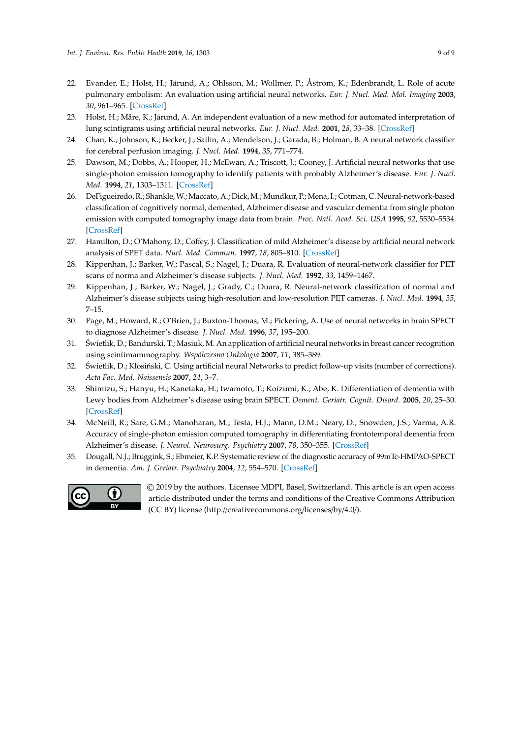22. Evander, E.; Holst, H.; Järund, A.; Ohlsson, M.; Wollmer, P.; Åström, K.; Edenbrandt, L. Role of acute pulmonary embolism: An evaluation using artificial neural networks. *Eur. J. Nucl. Med. Mol. Imaging* **2003**, *30*, 961–965. [CrossRef]
23. Holst, H.; Måre, K.; Järund, A. An independent evaluation of a new method for automated interpretation of lung scintigrams using artificial neural networks. *Eur. J. Nucl. Med.* **2001**, *28*, 33–38. [CrossRef]
24. Chan, K.; Johnson, K.; Becker, J.; Satlin, A.; Mendelson, J.; Garada, B.; Holman, B. A neural network classifier for cerebral perfusion imaging. *J. Nucl. Med.* **1994**, *35*, 771–774.
25. Dawson, M.; Dobbs, A.; Hooper, H.; McEwan, A.; Triscott, J.; Cooney, J. Artificial neural networks that use single-photon emission tomography to identify patients with probably Alzheimer's disease. *Eur. J. Nucl. Med.* **1994**, *21*, 1303–1311. [CrossRef]
26. DeFigueiredo, R.; Shankle, W.; Maccato, A.; Dick, M.; Mundkur, P.; Mena, I.; Cotman, C. Neural-network-based classification of cognitively normal, demented, Alzheimer disease and vascular dementia from single photon emission with computed tomography image data from brain. *Proc. Natl. Acad. Sci. USA* **1995**, *92*, 5530–5534. [CrossRef]
27. Hamilton, D.; O'Mahony, D.; Coffey, J. Classification of mild Alzheimer's disease by artificial neural network analysis of SPET data. *Nucl. Med. Commun.* **1997**, *18*, 805–810. [CrossRef]
28. Kippenhan, J.; Barker, W.; Pascal, S.; Nagel, J.; Duara, R. Evaluation of neural-network classifier for PET scans of norma and Alzheimer's disease subjects. *J. Nucl. Med.* **1992**, *33*, 1459–1467.
29. Kippenhan, J.; Barker, W.; Nagel, J.; Grady, C.; Duara, R. Neural-network classification of normal and Alzheimer's disease subjects using high-resolution and low-resolution PET cameras. *J. Nucl. Med.* **1994**, *35*, 7–15.
30. Page, M.; Howard, R.; O'Brien, J.; Buxton-Thomas, M.; Pickering, A. Use of neural networks in brain SPECT to diagnose Alzheimer's disease. *J. Nucl. Med.* **1996**, *37*, 195–200.
31. Świetlik, D.; Bandurski, T.; Masiuk, M. An application of artificial neural networks in breast cancer recognition using scintimammography. *Współczesna Onkologia* **2007**, *11*, 385–389.
32. Świetlik, D.; Kłosiński, C. Using artificial neural Networks to predict follow-up visits (number of corrections). *Acta Fac. Med. Naissensis* **2007**, *24*, 3–7.
33. Shimizu, S.; Hanyu, H.; Kanetaka, H.; Iwamoto, T.; Koizumi, K.; Abe, K. Differentiation of dementia with Lewy bodies from Alzheimer's disease using brain SPECT. *Dement. Geriatr. Cognit. Disord.* **2005**, *20*, 25–30. [CrossRef]
34. McNeill, R.; Sare, G.M.; Manoharan, M.; Testa, H.J.; Mann, D.M.; Neary, D.; Snowden, J.S.; Varma, A.R. Accuracy of single-photon emission computed tomography in differentiating frontotemporal dementia from Alzheimer's disease. *J. Neurol. Neurosurg. Psychiatry* **2007**, *78*, 350–355. [CrossRef]
35. Dougall, N.J.; Bruggink, S.; Ebmeier, K.P. Systematic review of the diagnostic accuracy of 99mTc-HMPAO-SPECT in dementia. *Am. J. Geriatr. Psychiatry* **2004**, *12*, 554–570. [CrossRef]

© 2019 by the authors. Licensee MDPI, Basel, Switzerland. This article is an open access article distributed under the terms and conditions of the Creative Commons Attribution (CC BY) license (http://creativecommons.org/licenses/by/4.0/).